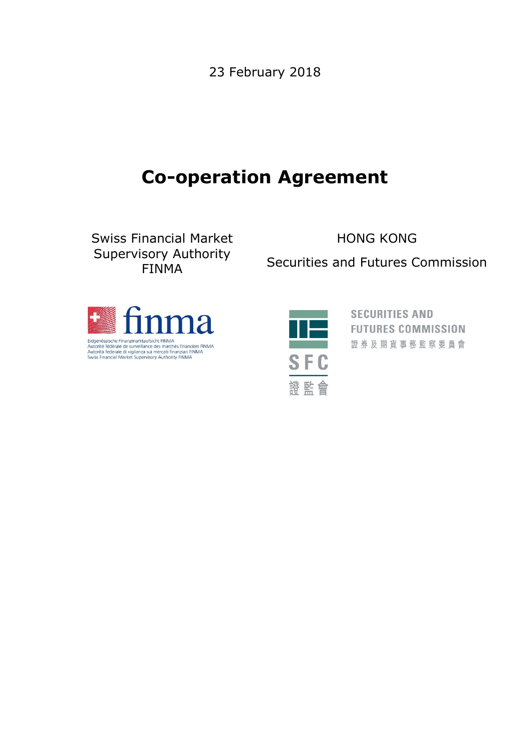23 February 2018

# Co-operation Agreement

Swiss Financial Market Supervisory Authority FINMA

HONG KONG

Securities and Futures Commission

Eidgenössische Finanzmarktaufsicht FINMA
Autorité fédérale de surveillance des marchés financiers FINMA
Autorità federale di vigilanza sui mercati finanziari FINMA
Swiss Financial Market Supervisory Authority FINMA

SECURITIES AND FUTURES COMMISSION
證券及期貨事務監察委員會

SFC
證監會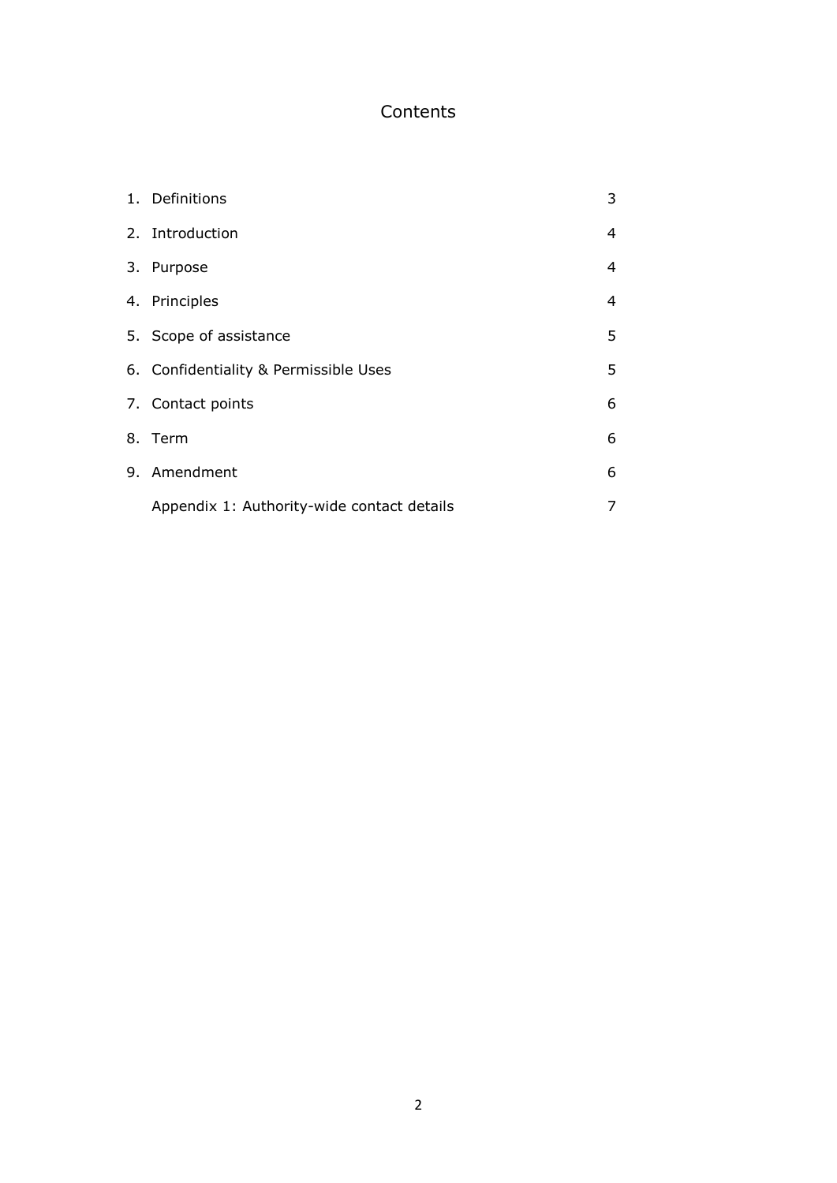# Contents

| | | |
|---|---|---|
| 1. | Definitions | 3 |
| 2. | Introduction | 4 |
| 3. | Purpose | 4 |
| 4. | Principles | 4 |
| 5. | Scope of assistance | 5 |
| 6. | Confidentiality & Permissible Uses | 5 |
| 7. | Contact points | 6 |
| 8. | Term | 6 |
| 9. | Amendment | 6 |
| | Appendix 1: Authority-wide contact details | 7 |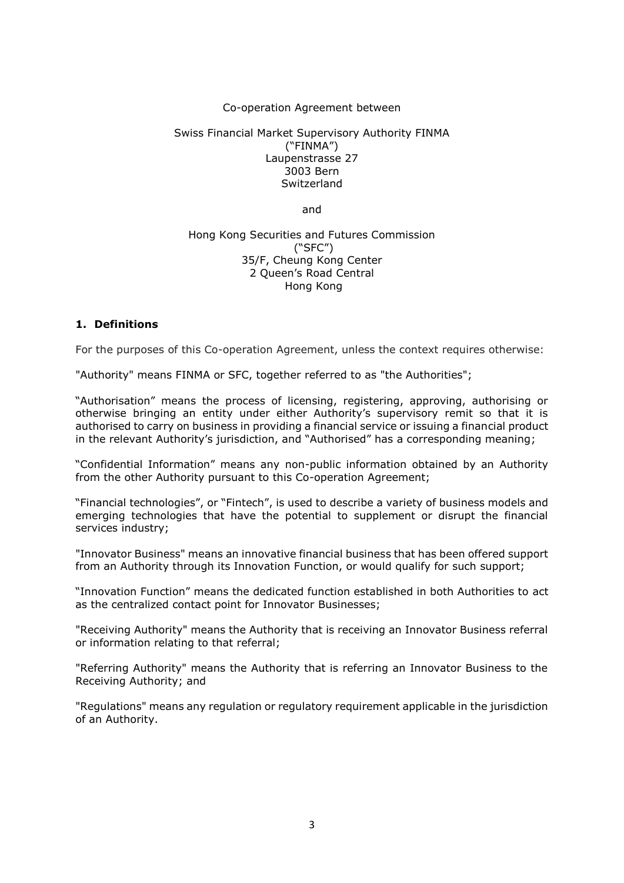Co-operation Agreement between

Swiss Financial Market Supervisory Authority FINMA
("FINMA")
Laupenstrasse 27
3003 Bern
Switzerland

and

Hong Kong Securities and Futures Commission
("SFC")
35/F, Cheung Kong Center
2 Queen's Road Central
Hong Kong

## 1. Definitions

For the purposes of this Co-operation Agreement, unless the context requires otherwise:

"Authority" means FINMA or SFC, together referred to as "the Authorities";

"Authorisation" means the process of licensing, registering, approving, authorising or otherwise bringing an entity under either Authority's supervisory remit so that it is authorised to carry on business in providing a financial service or issuing a financial product in the relevant Authority's jurisdiction, and "Authorised" has a corresponding meaning;

"Confidential Information" means any non-public information obtained by an Authority from the other Authority pursuant to this Co-operation Agreement;

"Financial technologies", or "Fintech", is used to describe a variety of business models and emerging technologies that have the potential to supplement or disrupt the financial services industry;

"Innovator Business" means an innovative financial business that has been offered support from an Authority through its Innovation Function, or would qualify for such support;

"Innovation Function" means the dedicated function established in both Authorities to act as the centralized contact point for Innovator Businesses;

"Receiving Authority" means the Authority that is receiving an Innovator Business referral or information relating to that referral;

"Referring Authority" means the Authority that is referring an Innovator Business to the Receiving Authority; and

"Regulations" means any regulation or regulatory requirement applicable in the jurisdiction of an Authority.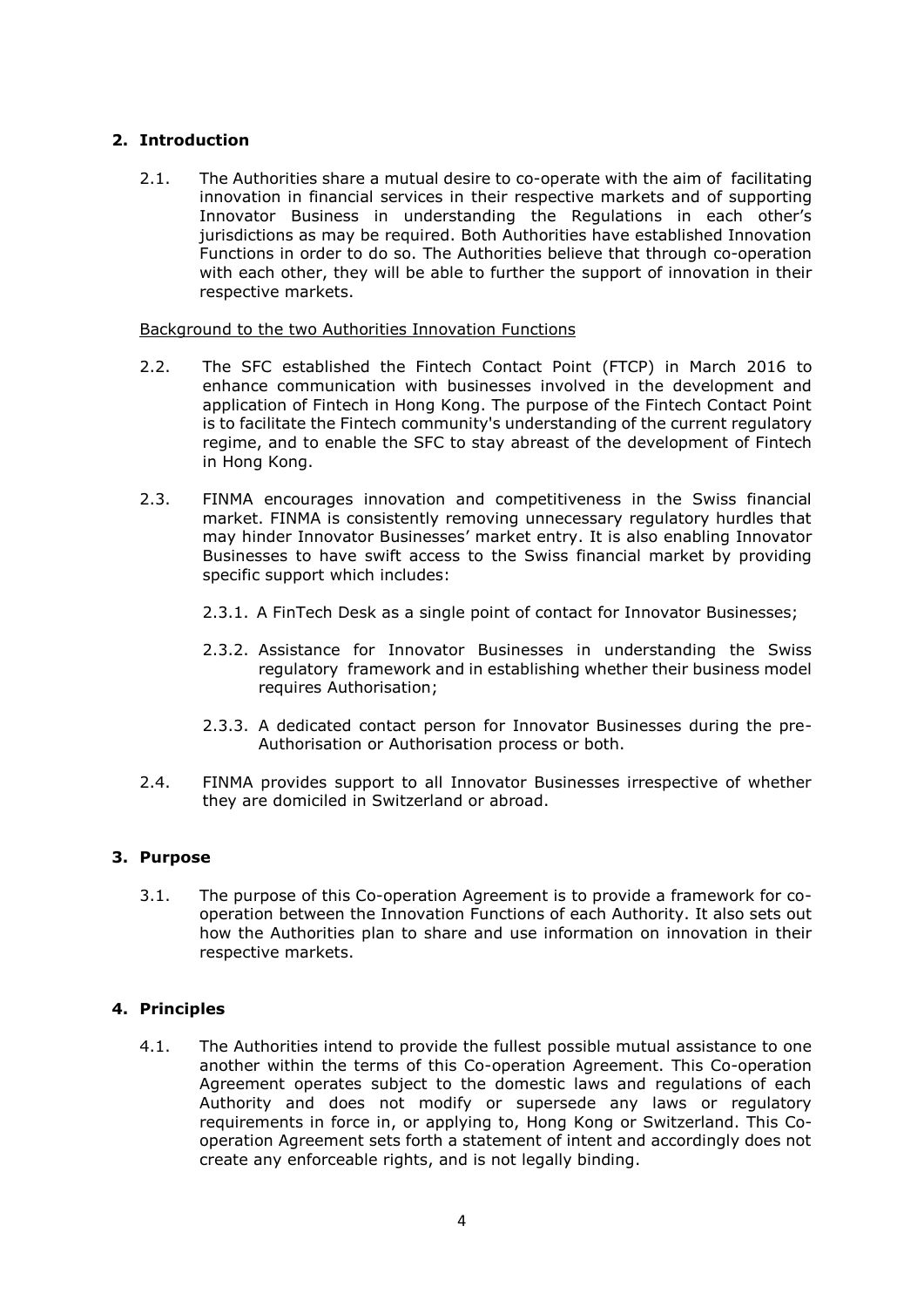## 2. Introduction

2.1. The Authorities share a mutual desire to co-operate with the aim of facilitating innovation in financial services in their respective markets and of supporting Innovator Business in understanding the Regulations in each other's jurisdictions as may be required. Both Authorities have established Innovation Functions in order to do so. The Authorities believe that through co-operation with each other, they will be able to further the support of innovation in their respective markets.

<u>Background to the two Authorities Innovation Functions</u>

2.2. The SFC established the Fintech Contact Point (FTCP) in March 2016 to enhance communication with businesses involved in the development and application of Fintech in Hong Kong. The purpose of the Fintech Contact Point is to facilitate the Fintech community's understanding of the current regulatory regime, and to enable the SFC to stay abreast of the development of Fintech in Hong Kong.

2.3. FINMA encourages innovation and competitiveness in the Swiss financial market. FINMA is consistently removing unnecessary regulatory hurdles that may hinder Innovator Businesses' market entry. It is also enabling Innovator Businesses to have swift access to the Swiss financial market by providing specific support which includes:

2.3.1. A FinTech Desk as a single point of contact for Innovator Businesses;

2.3.2. Assistance for Innovator Businesses in understanding the Swiss regulatory framework and in establishing whether their business model requires Authorisation;

2.3.3. A dedicated contact person for Innovator Businesses during the pre-Authorisation or Authorisation process or both.

2.4. FINMA provides support to all Innovator Businesses irrespective of whether they are domiciled in Switzerland or abroad.

## 3. Purpose

3.1. The purpose of this Co-operation Agreement is to provide a framework for co-operation between the Innovation Functions of each Authority. It also sets out how the Authorities plan to share and use information on innovation in their respective markets.

## 4. Principles

4.1. The Authorities intend to provide the fullest possible mutual assistance to one another within the terms of this Co-operation Agreement. This Co-operation Agreement operates subject to the domestic laws and regulations of each Authority and does not modify or supersede any laws or regulatory requirements in force in, or applying to, Hong Kong or Switzerland. This Co-operation Agreement sets forth a statement of intent and accordingly does not create any enforceable rights, and is not legally binding.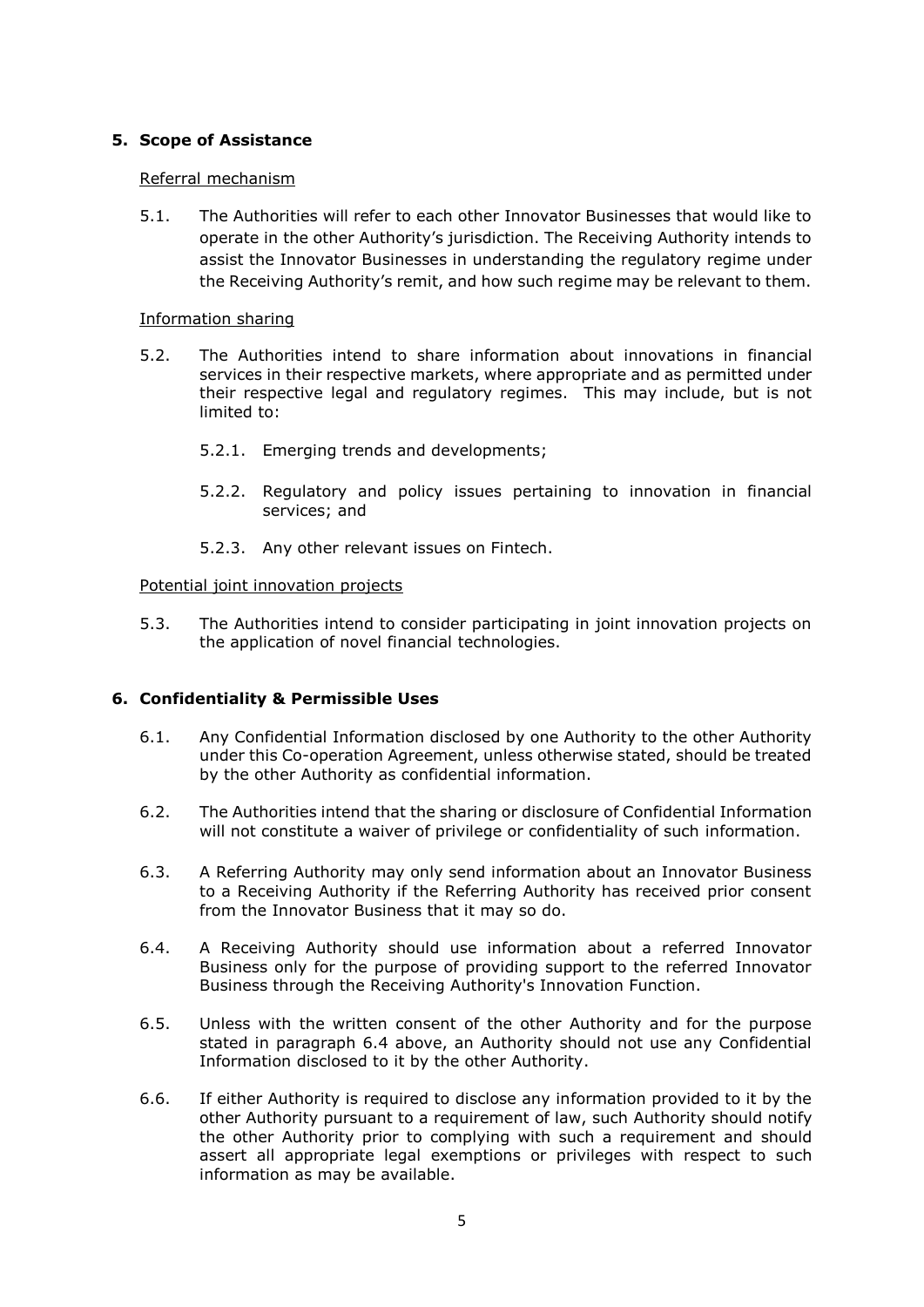## 5. Scope of Assistance

Referral mechanism

5.1. The Authorities will refer to each other Innovator Businesses that would like to operate in the other Authority's jurisdiction. The Receiving Authority intends to assist the Innovator Businesses in understanding the regulatory regime under the Receiving Authority's remit, and how such regime may be relevant to them.

Information sharing

5.2. The Authorities intend to share information about innovations in financial services in their respective markets, where appropriate and as permitted under their respective legal and regulatory regimes. This may include, but is not limited to:

5.2.1. Emerging trends and developments;

5.2.2. Regulatory and policy issues pertaining to innovation in financial services; and

5.2.3. Any other relevant issues on Fintech.

Potential joint innovation projects

5.3. The Authorities intend to consider participating in joint innovation projects on the application of novel financial technologies.

## 6. Confidentiality & Permissible Uses

6.1. Any Confidential Information disclosed by one Authority to the other Authority under this Co-operation Agreement, unless otherwise stated, should be treated by the other Authority as confidential information.

6.2. The Authorities intend that the sharing or disclosure of Confidential Information will not constitute a waiver of privilege or confidentiality of such information.

6.3. A Referring Authority may only send information about an Innovator Business to a Receiving Authority if the Referring Authority has received prior consent from the Innovator Business that it may so do.

6.4. A Receiving Authority should use information about a referred Innovator Business only for the purpose of providing support to the referred Innovator Business through the Receiving Authority's Innovation Function.

6.5. Unless with the written consent of the other Authority and for the purpose stated in paragraph 6.4 above, an Authority should not use any Confidential Information disclosed to it by the other Authority.

6.6. If either Authority is required to disclose any information provided to it by the other Authority pursuant to a requirement of law, such Authority should notify the other Authority prior to complying with such a requirement and should assert all appropriate legal exemptions or privileges with respect to such information as may be available.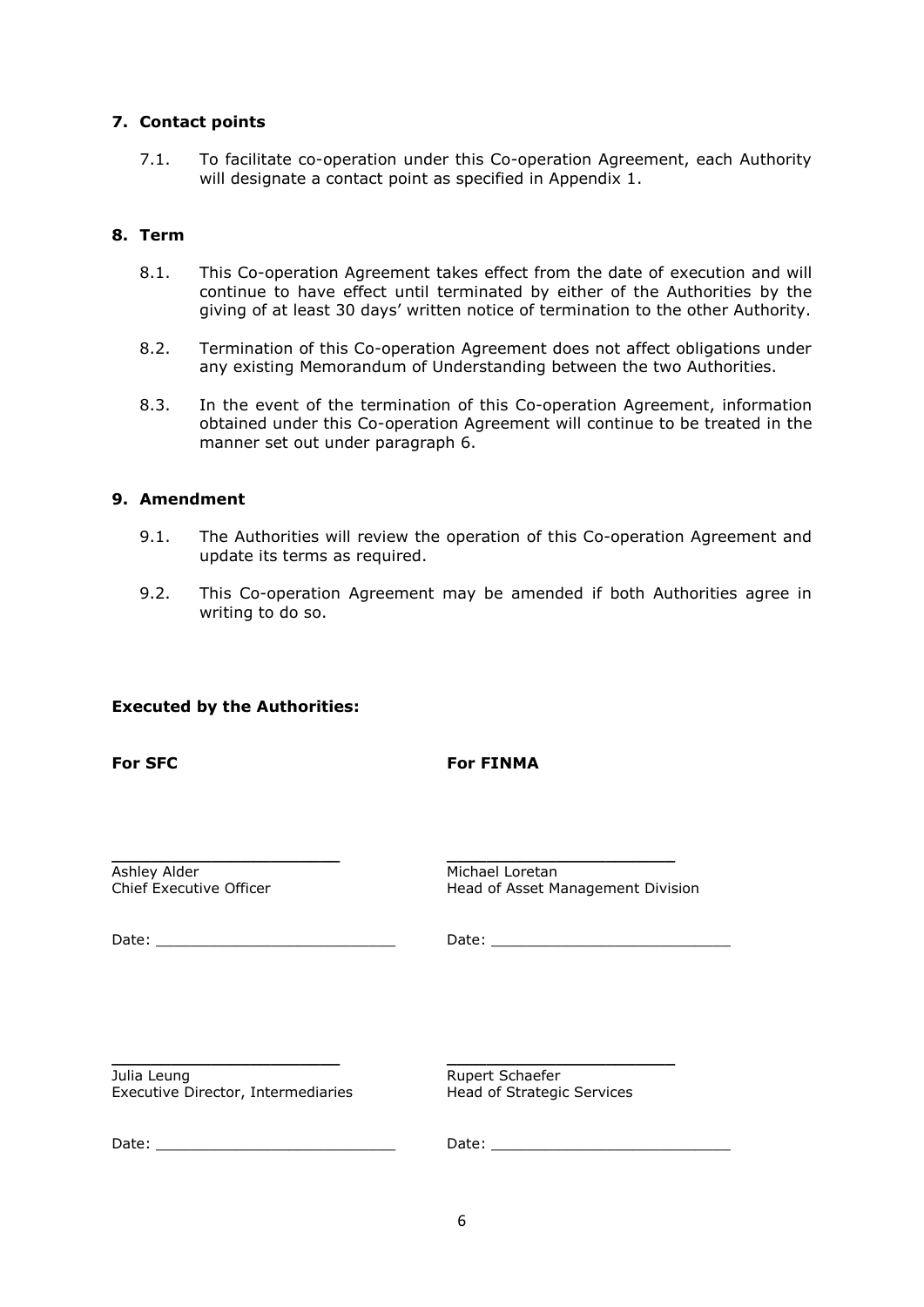## 7. Contact points

7.1. To facilitate co-operation under this Co-operation Agreement, each Authority will designate a contact point as specified in Appendix 1.

## 8. Term

8.1. This Co-operation Agreement takes effect from the date of execution and will continue to have effect until terminated by either of the Authorities by the giving of at least 30 days' written notice of termination to the other Authority.

8.2. Termination of this Co-operation Agreement does not affect obligations under any existing Memorandum of Understanding between the two Authorities.

8.3. In the event of the termination of this Co-operation Agreement, information obtained under this Co-operation Agreement will continue to be treated in the manner set out under paragraph 6.

## 9. Amendment

9.1. The Authorities will review the operation of this Co-operation Agreement and update its terms as required.

9.2. This Co-operation Agreement may be amended if both Authorities agree in writing to do so.

**Executed by the Authorities:**

| **For SFC** | **For FINMA** |
|---|---|
| ______________________ | ______________________ |
| Ashley Alder<br>Chief Executive Officer | Michael Loretan<br>Head of Asset Management Division |
| Date: ______________________ | Date: ______________________ |
| ______________________ | ______________________ |
| Julia Leung<br>Executive Director, Intermediaries | Rupert Schaefer<br>Head of Strategic Services |
| Date: ______________________ | Date: ______________________ |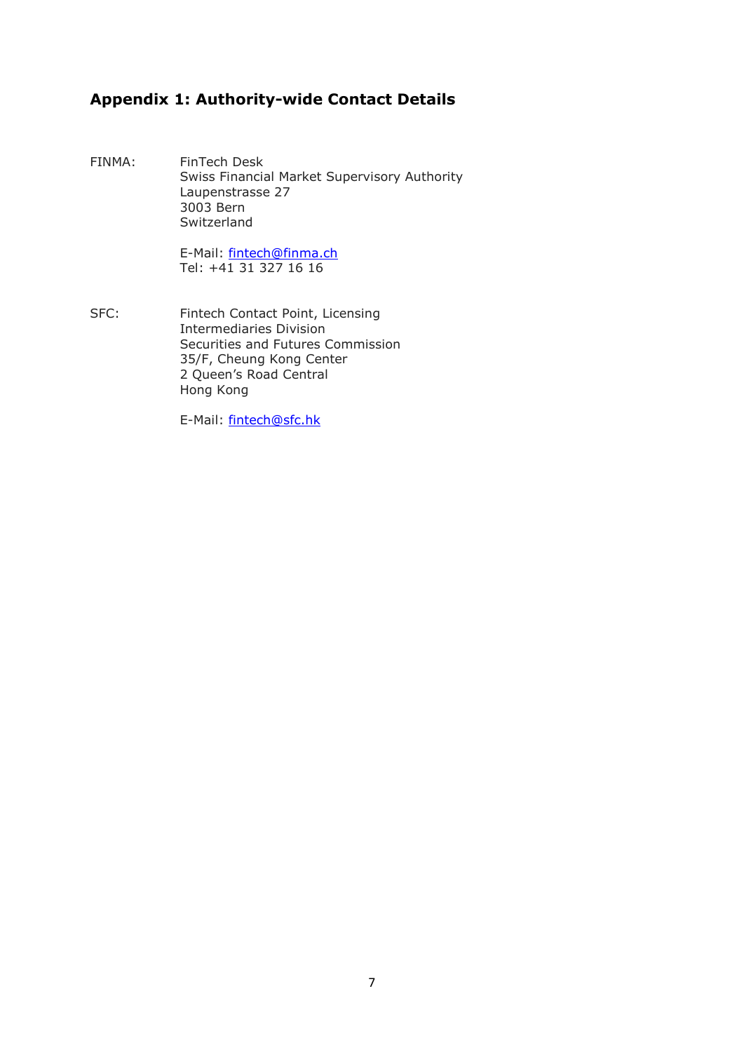## Appendix 1: Authority-wide Contact Details

FINMA:

FinTech Desk  
Swiss Financial Market Supervisory Authority  
Laupenstrasse 27  
3003 Bern  
Switzerland

E-Mail: fintech@finma.ch  
Tel: +41 31 327 16 16

SFC:

Fintech Contact Point, Licensing  
Intermediaries Division  
Securities and Futures Commission  
35/F, Cheung Kong Center  
2 Queen's Road Central  
Hong Kong

E-Mail: fintech@sfc.hk